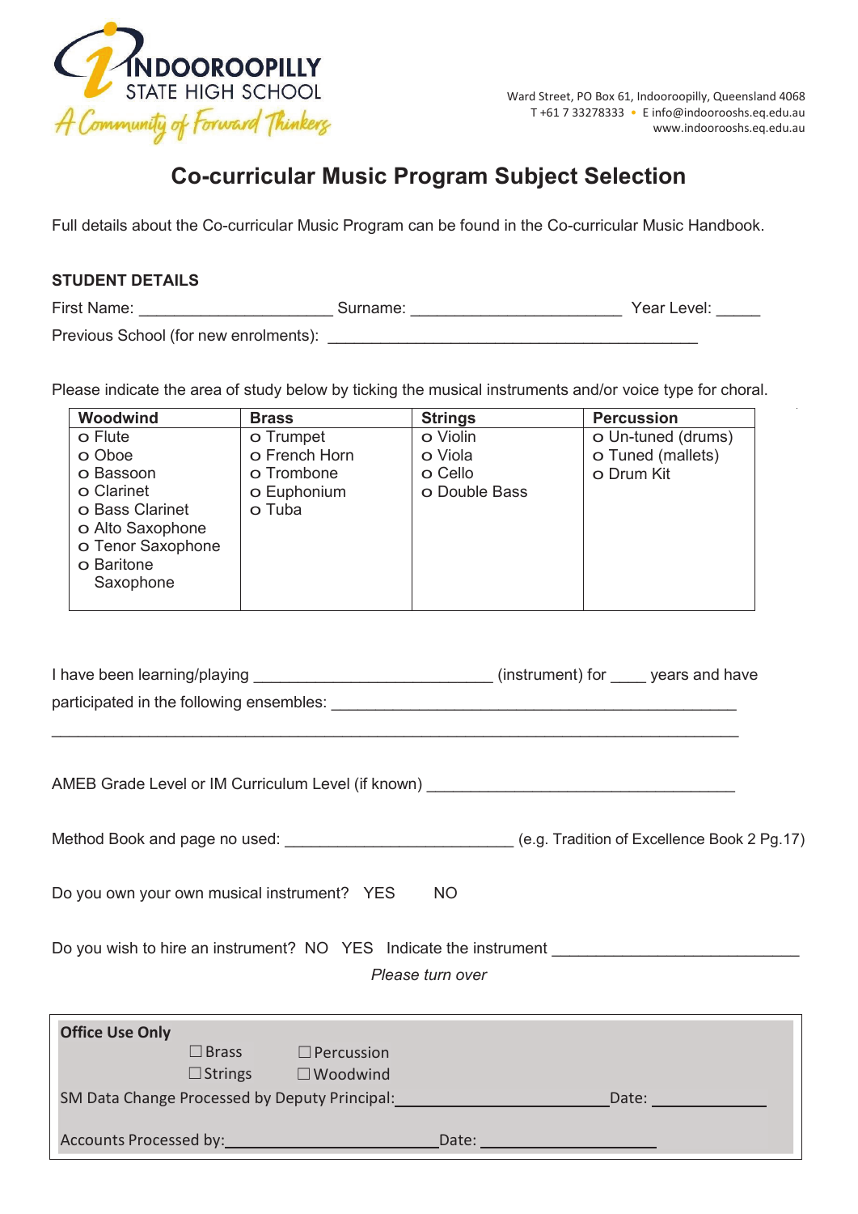INDOOROOPILLY STATE HIGH SCHOOL
*A Community of Forward Thinkers*

Ward Street, PO Box 61, Indooroopilly, Queensland 4068
T +61 7 33278333 • E info@indooroosh s.eq.edu.au
www.indooroosh s.eq.edu.au

# Co-curricular Music Program Subject Selection

Full details about the Co-curricular Music Program can be found in the Co-curricular Music Handbook.

## STUDENT DETAILS

First Name: ______________________ Surname: ________________________ Year Level: _____

Previous School (for new enrolments): __________________________________________

Please indicate the area of study below by ticking the musical instruments and/or voice type for choral.

| Woodwind | Brass | Strings | Percussion |
|---|---|---|---|
| o Flute<br>o Oboe<br>o Bassoon<br>o Clarinet<br>o Bass Clarinet<br>o Alto Saxophone<br>o Tenor Saxophone<br>o Baritone Saxophone | o Trumpet<br>o French Horn<br>o Trombone<br>o Euphonium<br>o Tuba | o Violin<br>o Viola<br>o Cello<br>o Double Bass | o Un-tuned (drums)<br>o Tuned (mallets)<br>o Drum Kit |

I have been learning/playing ___________________________ (instrument) for ____ years and have participated in the following ensembles: ______________________________________________

_______________________________________________________________________________

AMEB Grade Level or IM Curriculum Level (if known) ___________________________________

Method Book and page no used: __________________________ (e.g. Tradition of Excellence Book 2 Pg.17)

Do you own your own musical instrument? YES NO

Do you wish to hire an instrument? NO YES Indicate the instrument ____________________________

*Please turn over*

**Office Use Only**

☐ Brass ☐ Percussion

☐ Strings ☐ Woodwind

SM Data Change Processed by Deputy Principal: ________________________ Date: _____________

Accounts Processed by: ________________________ Date: ____________________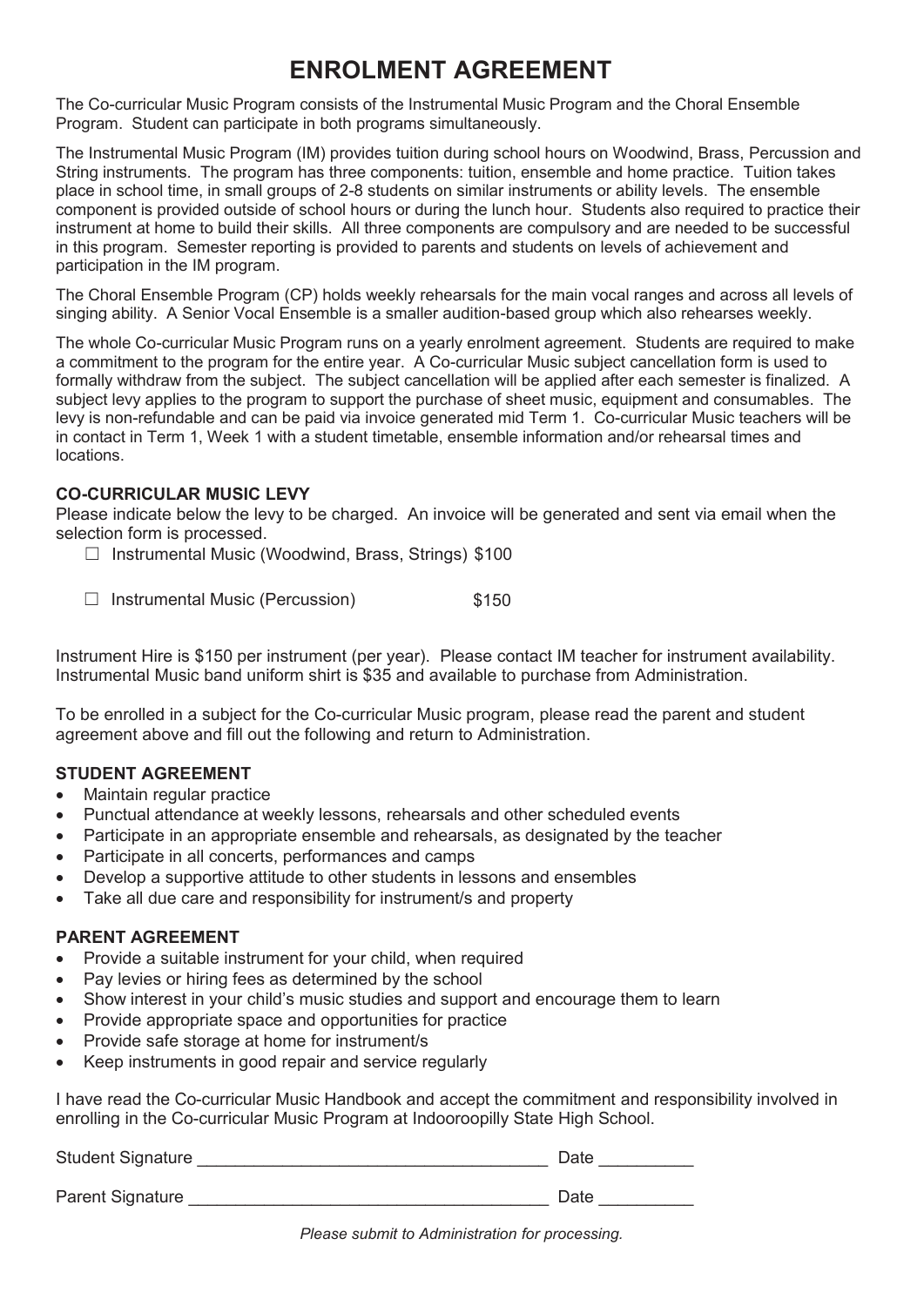# ENROLMENT AGREEMENT

The Co-curricular Music Program consists of the Instrumental Music Program and the Choral Ensemble Program. Student can participate in both programs simultaneously.

The Instrumental Music Program (IM) provides tuition during school hours on Woodwind, Brass, Percussion and String instruments. The program has three components: tuition, ensemble and home practice. Tuition takes place in school time, in small groups of 2-8 students on similar instruments or ability levels. The ensemble component is provided outside of school hours or during the lunch hour. Students also required to practice their instrument at home to build their skills. All three components are compulsory and are needed to be successful in this program. Semester reporting is provided to parents and students on levels of achievement and participation in the IM program.

The Choral Ensemble Program (CP) holds weekly rehearsals for the main vocal ranges and across all levels of singing ability. A Senior Vocal Ensemble is a smaller audition-based group which also rehearses weekly.

The whole Co-curricular Music Program runs on a yearly enrolment agreement. Students are required to make a commitment to the program for the entire year. A Co-curricular Music subject cancellation form is used to formally withdraw from the subject. The subject cancellation will be applied after each semester is finalized. A subject levy applies to the program to support the purchase of sheet music, equipment and consumables. The levy is non-refundable and can be paid via invoice generated mid Term 1. Co-curricular Music teachers will be in contact in Term 1, Week 1 with a student timetable, ensemble information and/or rehearsal times and locations.

### CO-CURRICULAR MUSIC LEVY

Please indicate below the levy to be charged. An invoice will be generated and sent via email when the selection form is processed.

- ☐ Instrumental Music (Woodwind, Brass, Strings) $100
- ☐ Instrumental Music (Percussion) $150

Instrument Hire is $150 per instrument (per year). Please contact IM teacher for instrument availability. Instrumental Music band uniform shirt is $35 and available to purchase from Administration.

To be enrolled in a subject for the Co-curricular Music program, please read the parent and student agreement above and fill out the following and return to Administration.

### STUDENT AGREEMENT

- Maintain regular practice
- Punctual attendance at weekly lessons, rehearsals and other scheduled events
- Participate in an appropriate ensemble and rehearsals, as designated by the teacher
- Participate in all concerts, performances and camps
- Develop a supportive attitude to other students in lessons and ensembles
- Take all due care and responsibility for instrument/s and property

### PARENT AGREEMENT

- Provide a suitable instrument for your child, when required
- Pay levies or hiring fees as determined by the school
- Show interest in your child's music studies and support and encourage them to learn
- Provide appropriate space and opportunities for practice
- Provide safe storage at home for instrument/s
- Keep instruments in good repair and service regularly

I have read the Co-curricular Music Handbook and accept the commitment and responsibility involved in enrolling in the Co-curricular Music Program at Indooroopilly State High School.

Student Signature ____________________________________ Date __________

Parent Signature _____________________________________ Date __________

*Please submit to Administration for processing.*